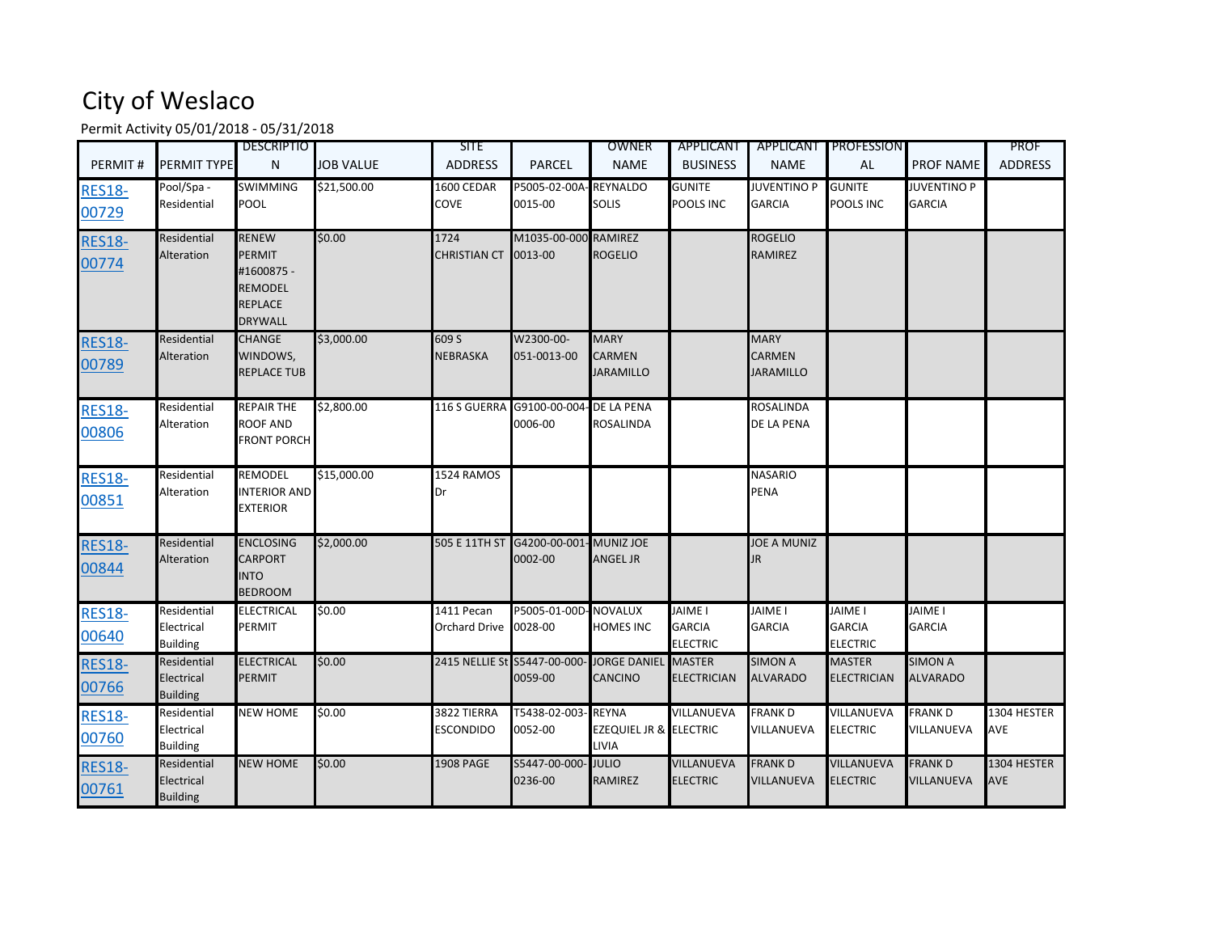# City of Weslaco

Permit Activity 05/01/2018 - 05/31/2018

| PERMIT # | PERMIT TYPE | DESCRIPTION | JOB VALUE | SITE ADDRESS | PARCEL | OWNER NAME | APPLICANT BUSINESS | APPLICANT NAME | PROFESSIONAL | PROF NAME | PROF ADDRESS |
|---|---|---|---|---|---|---|---|---|---|---|---|
| RES18-00729 | Pool/Spa - Residential | SWIMMING POOL | $21,500.00 | 1600 CEDAR COVE | P5005-02-00A-0015-00 | REYNALDO SOLIS | GUNITE POOLS INC | JUVENTINO P GARCIA | GUNITE POOLS INC | JUVENTINO P GARCIA | |
| RES18-00774 | Residential Alteration | RENEW PERMIT #1600875 - REMODEL REPLACE DRYWALL | $0.00 | 1724 CHRISTIAN CT | M1035-00-000-0013-00 | RAMIREZ ROGELIO | | ROGELIO RAMIREZ | | | |
| RES18-00789 | Residential Alteration | CHANGE WINDOWS, REPLACE TUB | $3,000.00 | 609 S NEBRASKA | W2300-00-051-0013-00 | MARY CARMEN JARAMILLO | | MARY CARMEN JARAMILLO | | | |
| RES18-00806 | Residential Alteration | REPAIR THE ROOF AND FRONT PORCH | $2,800.00 | 116 S GUERRA | G9100-00-004-0006-00 | DE LA PENA ROSALINDA | | ROSALINDA DE LA PENA | | | |
| RES18-00851 | Residential Alteration | REMODEL INTERIOR AND EXTERIOR | $15,000.00 | 1524 RAMOS Dr | | | | NASARIO PENA | | | |
| RES18-00844 | Residential Alteration | ENCLOSING CARPORT INTO BEDROOM | $2,000.00 | 505 E 11TH ST | G4200-00-001-0002-00 | MUNIZ JOE ANGEL JR | | JOE A MUNIZ JR | | | |
| RES18-00640 | Residential Electrical Building | ELECTRICAL PERMIT | $0.00 | 1411 Pecan Orchard Drive | P5005-01-00D-0028-00 | NOVALUX HOMES INC | JAIME I GARCIA ELECTRIC | JAIME I GARCIA | JAIME I GARCIA ELECTRIC | JAIME I GARCIA | |
| RES18-00766 | Residential Electrical Building | ELECTRICAL PERMIT | $0.00 | 2415 NELLIE St | S5447-00-000-0059-00 | JORGE DANIEL CANCINO | MASTER ELECTRICIAN | SIMON A ALVARADO | MASTER ELECTRICIAN | SIMON A ALVARADO | |
| RES18-00760 | Residential Electrical Building | NEW HOME | $0.00 | 3822 TIERRA ESCONDIDO | T5438-02-003-0052-00 | REYNA EZEQUIEL JR & LIVIA | VILLANUEVA ELECTRIC | FRANK D VILLANUEVA | VILLANUEVA ELECTRIC | FRANK D VILLANUEVA | 1304 HESTER AVE |
| RES18-00761 | Residential Electrical Building | NEW HOME | $0.00 | 1908 PAGE | S5447-00-000-0236-00 | JULIO RAMIREZ | VILLANUEVA ELECTRIC | FRANK D VILLANUEVA | VILLANUEVA ELECTRIC | FRANK D VILLANUEVA | 1304 HESTER AVE |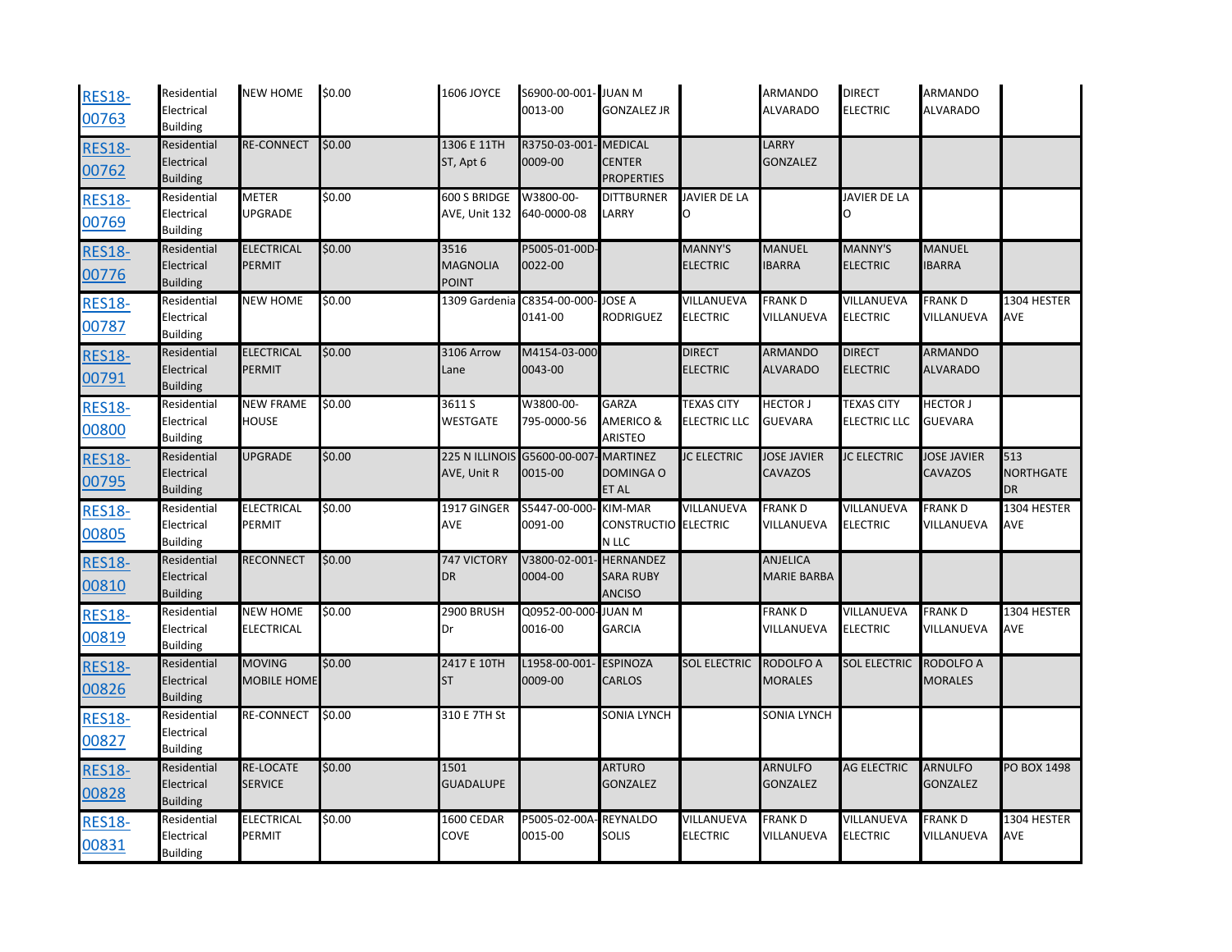| | | | | | | | | | | | |
|---|---|---|---|---|---|---|---|---|---|---|---|
| RES18-00763 | Residential Electrical Building | NEW HOME | $0.00 | 1606 JOYCE | S6900-00-001-0013-00 | JUAN M GONZALEZ JR | | ARMANDO ALVARADO | DIRECT ELECTRIC | ARMANDO ALVARADO | |
| RES18-00762 | Residential Electrical Building | RE-CONNECT | $0.00 | 1306 E 11TH ST, Apt 6 | R3750-03-001-0009-00 | MEDICAL CENTER PROPERTIES | | LARRY GONZALEZ | | | |
| RES18-00769 | Residential Electrical Building | METER UPGRADE | $0.00 | 600 S BRIDGE AVE, Unit 132 | W3800-00-640-0000-08 | DITTBURNER LARRY | JAVIER DE LA O | | JAVIER DE LA O | | |
| RES18-00776 | Residential Electrical Building | ELECTRICAL PERMIT | $0.00 | 3516 MAGNOLIA POINT | P5005-01-00D-0022-00 | | MANNY'S ELECTRIC | MANUEL IBARRA | MANNY'S ELECTRIC | MANUEL IBARRA | |
| RES18-00787 | Residential Electrical Building | NEW HOME | $0.00 | 1309 Gardenia | C8354-00-000-0141-00 | JOSE A RODRIGUEZ | VILLANUEVA ELECTRIC | FRANK D VILLANUEVA | VILLANUEVA ELECTRIC | FRANK D VILLANUEVA | 1304 HESTER AVE |
| RES18-00791 | Residential Electrical Building | ELECTRICAL PERMIT | $0.00 | 3106 Arrow Lane | M4154-03-000-0043-00 | | DIRECT ELECTRIC | ARMANDO ALVARADO | DIRECT ELECTRIC | ARMANDO ALVARADO | |
| RES18-00800 | Residential Electrical Building | NEW FRAME HOUSE | $0.00 | 3611 S WESTGATE | W3800-00-795-0000-56 | GARZA AMERICO & ARISTEO | TEXAS CITY ELECTRIC LLC | HECTOR J GUEVARA | TEXAS CITY ELECTRIC LLC | HECTOR J GUEVARA | |
| RES18-00795 | Residential Electrical Building | UPGRADE | $0.00 | 225 N ILLINOIS AVE, Unit R | G5600-00-007-0015-00 | MARTINEZ DOMINGA O ET AL | JC ELECTRIC | JOSE JAVIER CAVAZOS | JC ELECTRIC | JOSE JAVIER CAVAZOS | 513 NORTHGATE DR |
| RES18-00805 | Residential Electrical Building | ELECTRICAL PERMIT | $0.00 | 1917 GINGER AVE | S5447-00-000-0091-00 | KIM-MAR CONSTRUCTION LLC | VILLANUEVA ELECTRIC | FRANK D VILLANUEVA | VILLANUEVA ELECTRIC | FRANK D VILLANUEVA | 1304 HESTER AVE |
| RES18-00810 | Residential Electrical Building | RECONNECT | $0.00 | 747 VICTORY DR | V3800-02-001-0004-00 | HERNANDEZ SARA RUBY ANCISO | | ANJELICA MARIE BARBA | | | |
| RES18-00819 | Residential Electrical Building | NEW HOME ELECTRICAL | $0.00 | 2900 BRUSH Dr | Q0952-00-000-0016-00 | JUAN M GARCIA | | FRANK D VILLANUEVA | VILLANUEVA ELECTRIC | FRANK D VILLANUEVA | 1304 HESTER AVE |
| RES18-00826 | Residential Electrical Building | MOVING MOBILE HOME | $0.00 | 2417 E 10TH ST | L1958-00-001-0009-00 | ESPINOZA CARLOS | SOL ELECTRIC | RODOLFO A MORALES | SOL ELECTRIC | RODOLFO A MORALES | |
| RES18-00827 | Residential Electrical Building | RE-CONNECT | $0.00 | 310 E 7TH St | | SONIA LYNCH | | SONIA LYNCH | | | |
| RES18-00828 | Residential Electrical Building | RE-LOCATE SERVICE | $0.00 | 1501 GUADALUPE | | ARTURO GONZALEZ | | ARNULFO GONZALEZ | AG ELECTRIC | ARNULFO GONZALEZ | PO BOX 1498 |
| RES18-00831 | Residential Electrical Building | ELECTRICAL PERMIT | $0.00 | 1600 CEDAR COVE | P5005-02-00A-0015-00 | REYNALDO SOLIS | VILLANUEVA ELECTRIC | FRANK D VILLANUEVA | VILLANUEVA ELECTRIC | FRANK D VILLANUEVA | 1304 HESTER AVE |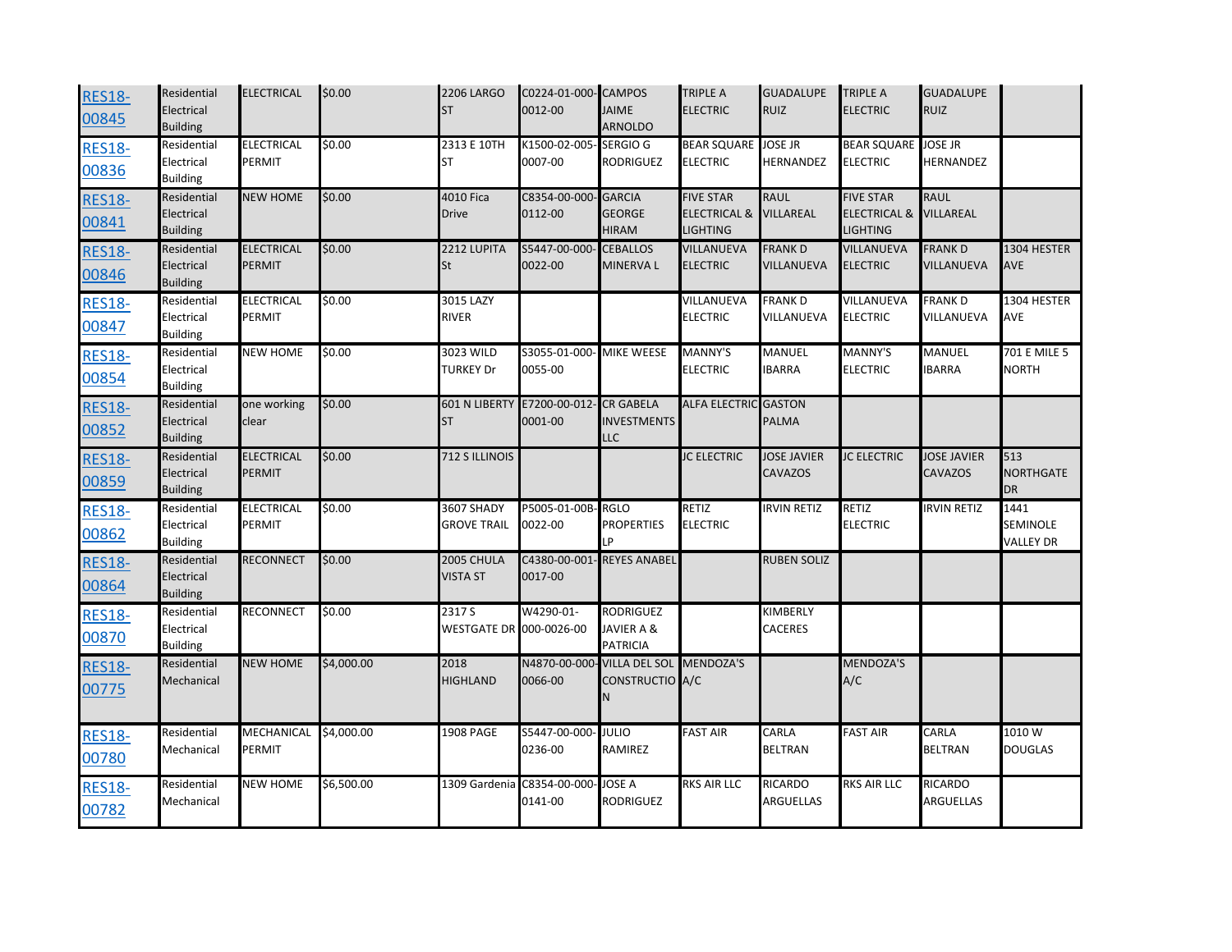| | | | | | | | | | | | | |
|---|---|---|---|---|---|---|---|---|---|---|---|---|
| RES18-00845 | Residential Electrical Building | ELECTRICAL | $0.00 | 2206 LARGO ST | C0224-01-000-0012-00 | CAMPOS JAIME ARNOLDO | TRIPLE A ELECTRIC | GUADALUPE RUIZ | TRIPLE A ELECTRIC | GUADALUPE RUIZ | |
| RES18-00836 | Residential Electrical Building | ELECTRICAL PERMIT | $0.00 | 2313 E 10TH ST | K1500-02-005-0007-00 | SERGIO G RODRIGUEZ | BEAR SQUARE ELECTRIC | JOSE JR HERNANDEZ | BEAR SQUARE ELECTRIC | JOSE JR HERNANDEZ | |
| RES18-00841 | Residential Electrical Building | NEW HOME | $0.00 | 4010 Fica Drive | C8354-00-000-0112-00 | GARCIA GEORGE HIRAM | FIVE STAR ELECTRICAL & LIGHTING | RAUL VILLAREAL | FIVE STAR ELECTRICAL & LIGHTING | RAUL VILLAREAL | |
| RES18-00846 | Residential Electrical Building | ELECTRICAL PERMIT | $0.00 | 2212 LUPITA St | S5447-00-000-0022-00 | CEBALLOS MINERVA L | VILLANUEVA ELECTRIC | FRANK D VILLANUEVA | VILLANUEVA ELECTRIC | FRANK D VILLANUEVA | 1304 HESTER AVE |
| RES18-00847 | Residential Electrical Building | ELECTRICAL PERMIT | $0.00 | 3015 LAZY RIVER | | | VILLANUEVA ELECTRIC | FRANK D VILLANUEVA | VILLANUEVA ELECTRIC | FRANK D VILLANUEVA | 1304 HESTER AVE |
| RES18-00854 | Residential Electrical Building | NEW HOME | $0.00 | 3023 WILD TURKEY Dr | S3055-01-000-0055-00 | MIKE WEESE | MANNY'S ELECTRIC | MANUEL IBARRA | MANNY'S ELECTRIC | MANUEL IBARRA | 701 E MILE 5 NORTH |
| RES18-00852 | Residential Electrical Building | one working clear | $0.00 | 601 N LIBERTY ST | E7200-00-012-0001-00 | CR GABELA INVESTMENTS LLC | ALFA ELECTRIC | GASTON PALMA | | | |
| RES18-00859 | Residential Electrical Building | ELECTRICAL PERMIT | $0.00 | 712 S ILLINOIS | | | JC ELECTRIC | JOSE JAVIER CAVAZOS | JC ELECTRIC | JOSE JAVIER CAVAZOS | 513 NORTHGATE DR |
| RES18-00862 | Residential Electrical Building | ELECTRICAL PERMIT | $0.00 | 3607 SHADY GROVE TRAIL | P5005-01-00B-0022-00 | RGLO PROPERTIES LP | RETIZ ELECTRIC | IRVIN RETIZ | RETIZ ELECTRIC | IRVIN RETIZ | 1441 SEMINOLE VALLEY DR |
| RES18-00864 | Residential Electrical Building | RECONNECT | $0.00 | 2005 CHULA VISTA ST | C4380-00-001-0017-00 | REYES ANABEL | | RUBEN SOLIZ | | | |
| RES18-00870 | Residential Electrical Building | RECONNECT | $0.00 | 2317 S WESTGATE DR | W4290-01-000-0026-00 | RODRIGUEZ JAVIER A & PATRICIA | | KIMBERLY CACERES | | | |
| RES18-00775 | Residential Mechanical | NEW HOME | $4,000.00 | 2018 HIGHLAND | N4870-00-000-0066-00 | VILLA DEL SOL CONSTRUCTION | MENDOZA'S A/C | | MENDOZA'S A/C | | |
| RES18-00780 | Residential Mechanical | MECHANICAL PERMIT | $4,000.00 | 1908 PAGE | S5447-00-000-0236-00 | JULIO RAMIREZ | FAST AIR | CARLA BELTRAN | FAST AIR | CARLA BELTRAN | 1010 W DOUGLAS |
| RES18-00782 | Residential Mechanical | NEW HOME | $6,500.00 | 1309 Gardenia | C8354-00-000-0141-00 | JOSE A RODRIGUEZ | RKS AIR LLC | RICARDO ARGUELLAS | RKS AIR LLC | RICARDO ARGUELLAS | |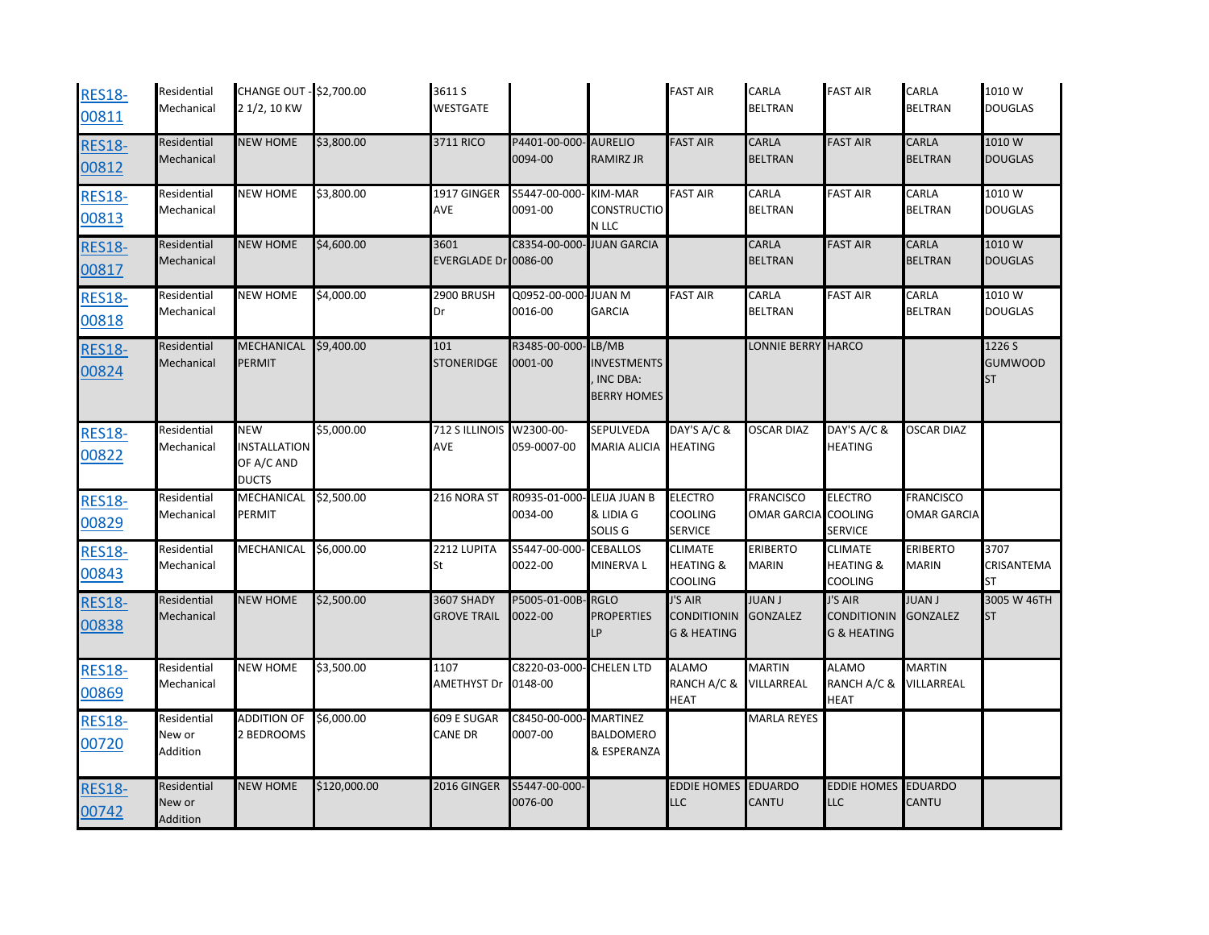| | | | | | | | | | | | |
|---|---|---|---|---|---|---|---|---|---|---|---|
| RES18-00811 | Residential Mechanical | CHANGE OUT - 2 1/2, 10 KW | $2,700.00 | 3611 S WESTGATE | | | FAST AIR | CARLA BELTRAN | FAST AIR | CARLA BELTRAN | 1010 W DOUGLAS |
| RES18-00812 | Residential Mechanical | NEW HOME | $3,800.00 | 3711 RICO | P4401-00-000-0094-00 | AURELIO RAMIRZ JR | FAST AIR | CARLA BELTRAN | FAST AIR | CARLA BELTRAN | 1010 W DOUGLAS |
| RES18-00813 | Residential Mechanical | NEW HOME | $3,800.00 | 1917 GINGER AVE | S5447-00-000-0091-00 | KIM-MAR CONSTRUCTION LLC | FAST AIR | CARLA BELTRAN | FAST AIR | CARLA BELTRAN | 1010 W DOUGLAS |
| RES18-00817 | Residential Mechanical | NEW HOME | $4,600.00 | 3601 EVERGLADE Dr | C8354-00-000-0086-00 | JUAN GARCIA | | CARLA BELTRAN | FAST AIR | CARLA BELTRAN | 1010 W DOUGLAS |
| RES18-00818 | Residential Mechanical | NEW HOME | $4,000.00 | 2900 BRUSH Dr | Q0952-00-000-0016-00 | JUAN M GARCIA | FAST AIR | CARLA BELTRAN | FAST AIR | CARLA BELTRAN | 1010 W DOUGLAS |
| RES18-00824 | Residential Mechanical | MECHANICAL PERMIT | $9,400.00 | 101 STONERIDGE | R3485-00-000-0001-00 | LB/MB INVESTMENTS, INC DBA: BERRY HOMES | | LONNIE BERRY | HARCO | | 1226 S GUMWOOD ST |
| RES18-00822 | Residential Mechanical | NEW INSTALLATION OF A/C AND DUCTS | $5,000.00 | 712 S ILLINOIS AVE | W2300-00-059-0007-00 | SEPULVEDA MARIA ALICIA | DAY'S A/C & HEATING | OSCAR DIAZ | DAY'S A/C & HEATING | OSCAR DIAZ | |
| RES18-00829 | Residential Mechanical | MECHANICAL PERMIT | $2,500.00 | 216 NORA ST | R0935-01-000-0034-00 | LEIJA JUAN B & LIDIA G SOLIS G | ELECTRO COOLING SERVICE | FRANCISCO OMAR GARCIA | ELECTRO COOLING SERVICE | FRANCISCO OMAR GARCIA | |
| RES18-00843 | Residential Mechanical | MECHANICAL | $6,000.00 | 2212 LUPITA St | S5447-00-000-0022-00 | CEBALLOS MINERVA L | CLIMATE HEATING & COOLING | ERIBERTO MARIN | CLIMATE HEATING & COOLING | ERIBERTO MARIN | 3707 CRISANTEMA ST |
| RES18-00838 | Residential Mechanical | NEW HOME | $2,500.00 | 3607 SHADY GROVE TRAIL | P5005-01-00B-0022-00 | RGLO PROPERTIES LP | J'S AIR CONDITIONING & HEATING | JUAN J GONZALEZ | J'S AIR CONDITIONING & HEATING | JUAN J GONZALEZ | 3005 W 46TH ST |
| RES18-00869 | Residential Mechanical | NEW HOME | $3,500.00 | 1107 AMETHYST Dr | C8220-03-000-0148-00 | CHELEN LTD | ALAMO RANCH A/C & HEAT | MARTIN VILLARREAL | ALAMO RANCH A/C & HEAT | MARTIN VILLARREAL | |
| RES18-00720 | Residential New or Addition | ADDITION OF 2 BEDROOMS | $6,000.00 | 609 E SUGAR CANE DR | C8450-00-000-0007-00 | MARTINEZ BALDOMERO & ESPERANZA | | MARLA REYES | | | |
| RES18-00742 | Residential New or Addition | NEW HOME | $120,000.00 | 2016 GINGER | S5447-00-000-0076-00 | | EDDIE HOMES LLC | EDUARDO CANTU | EDDIE HOMES LLC | EDUARDO CANTU | |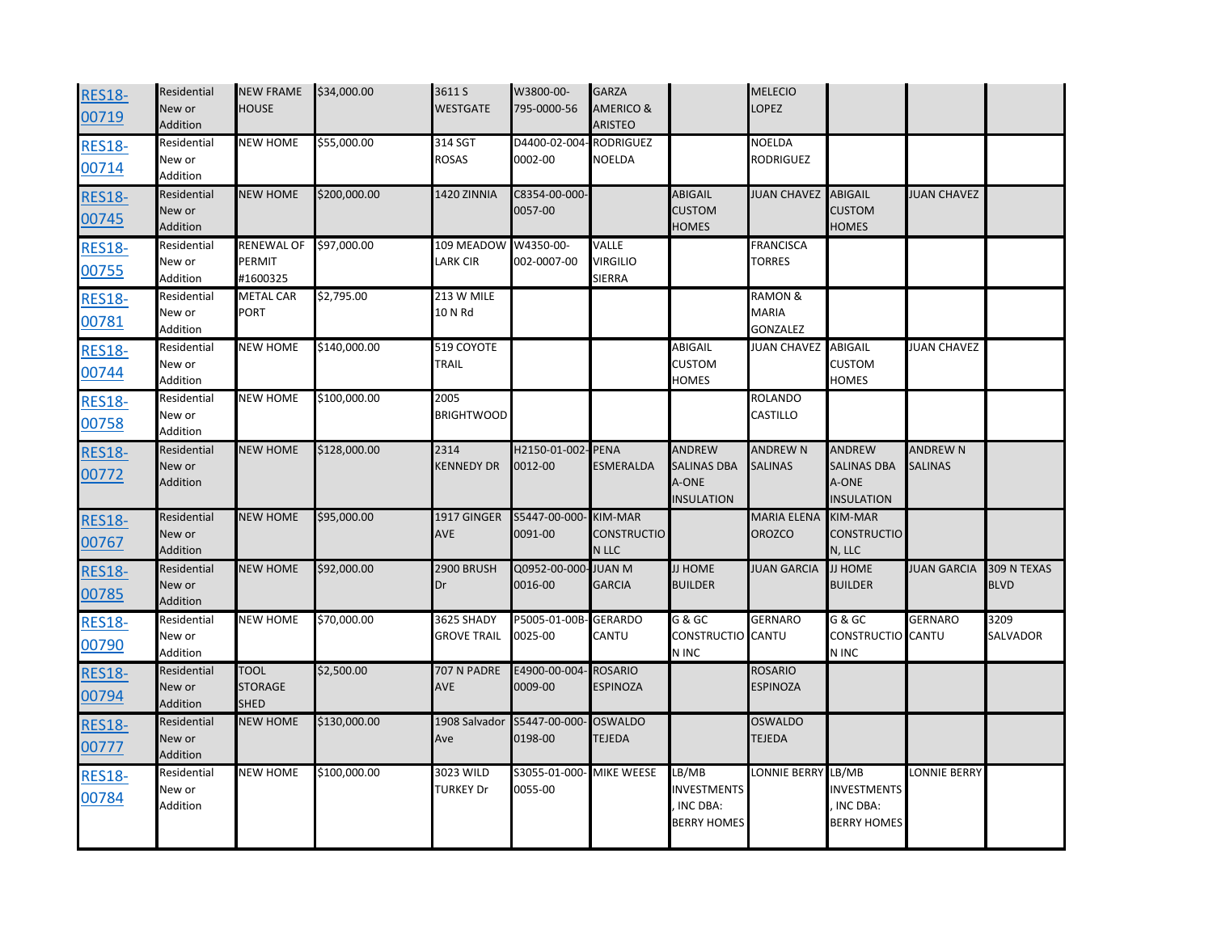| | | | | | | | | | | | |
|---|---|---|---|---|---|---|---|---|---|---|---|
| RES18-00719 | Residential New or Addition | NEW FRAME HOUSE | $34,000.00 | 3611 S WESTGATE | W3800-00-795-0000-56 | GARZA AMERICO & ARISTEO | | MELECIO LOPEZ | | | |
| RES18-00714 | Residential New or Addition | NEW HOME | $55,000.00 | 314 SGT ROSAS | D4400-02-004-0002-00 | RODRIGUEZ NOELDA | | NOELDA RODRIGUEZ | | | |
| RES18-00745 | Residential New or Addition | NEW HOME | $200,000.00 | 1420 ZINNIA | C8354-00-000-0057-00 | | ABIGAIL CUSTOM HOMES | JUAN CHAVEZ | ABIGAIL CUSTOM HOMES | JUAN CHAVEZ | |
| RES18-00755 | Residential New or Addition | RENEWAL OF PERMIT #1600325 | $97,000.00 | 109 MEADOW LARK CIR | W4350-00-002-0007-00 | VALLE VIRGIL­IO SIERRA | | FRANCISCA TORRES | | | |
| RES18-00781 | Residential New or Addition | METAL CAR PORT | $2,795.00 | 213 W MILE 10 N Rd | | | | RAMON & MARIA GONZALEZ | | | |
| RES18-00744 | Residential New or Addition | NEW HOME | $140,000.00 | 519 COYOTE TRAIL | | | ABIGAIL CUSTOM HOMES | JUAN CHAVEZ | ABIGAIL CUSTOM HOMES | JUAN CHAVEZ | |
| RES18-00758 | Residential New or Addition | NEW HOME | $100,000.00 | 2005 BRIGHTWOOD | | | | ROLANDO CASTILLO | | | |
| RES18-00772 | Residential New or Addition | NEW HOME | $128,000.00 | 2314 KENNEDY DR | H2150-01-002-0012-00 | PENA ESMERALDA | ANDREW SALINAS DBA A-ONE INSULATION | ANDREW N SALINAS | ANDREW SALINAS DBA A-ONE INSULATION | ANDREW N SALINAS | |
| RES18-00767 | Residential New or Addition | NEW HOME | $95,000.00 | 1917 GINGER AVE | S5447-00-000-0091-00 | KIM-MAR CONSTRUCTIO N LLC | | MARIA ELENA OROZCO | KIM-MAR CONSTRUCTIO N, LLC | | |
| RES18-00785 | Residential New or Addition | NEW HOME | $92,000.00 | 2900 BRUSH Dr | Q0952-00-000-0016-00 | JUAN M GARCIA | JJ HOME BUILDER | JUAN GARCIA | JJ HOME BUILDER | JUAN GARCIA | 309 N TEXAS BLVD |
| RES18-00790 | Residential New or Addition | NEW HOME | $70,000.00 | 3625 SHADY GROVE TRAIL | P5005-01-00B-0025-00 | GERARDO CANTU | G & GC CONSTRUCTIO N INC | GERNARO CANTU | G & GC CONSTRUCTIO N INC | GERNARO CANTU | 3209 SALVADOR |
| RES18-00794 | Residential New or Addition | TOOL STORAGE SHED | $2,500.00 | 707 N PADRE AVE | E4900-00-004-0009-00 | ROSARIO ESPINOZA | | ROSARIO ESPINOZA | | | |
| RES18-00777 | Residential New or Addition | NEW HOME | $130,000.00 | 1908 Salvador Ave | S5447-00-000-0198-00 | OSWALDO TEJEDA | | OSWALDO TEJEDA | | | |
| RES18-00784 | Residential New or Addition | NEW HOME | $100,000.00 | 3023 WILD TURKEY Dr | S3055-01-000-0055-00 | MIKE WEESE | LB/MB INVESTMENTS, INC DBA: BERRY HOMES | LONNIE BERRY | LB/MB INVESTMENTS, INC DBA: BERRY HOMES | LONNIE BERRY | |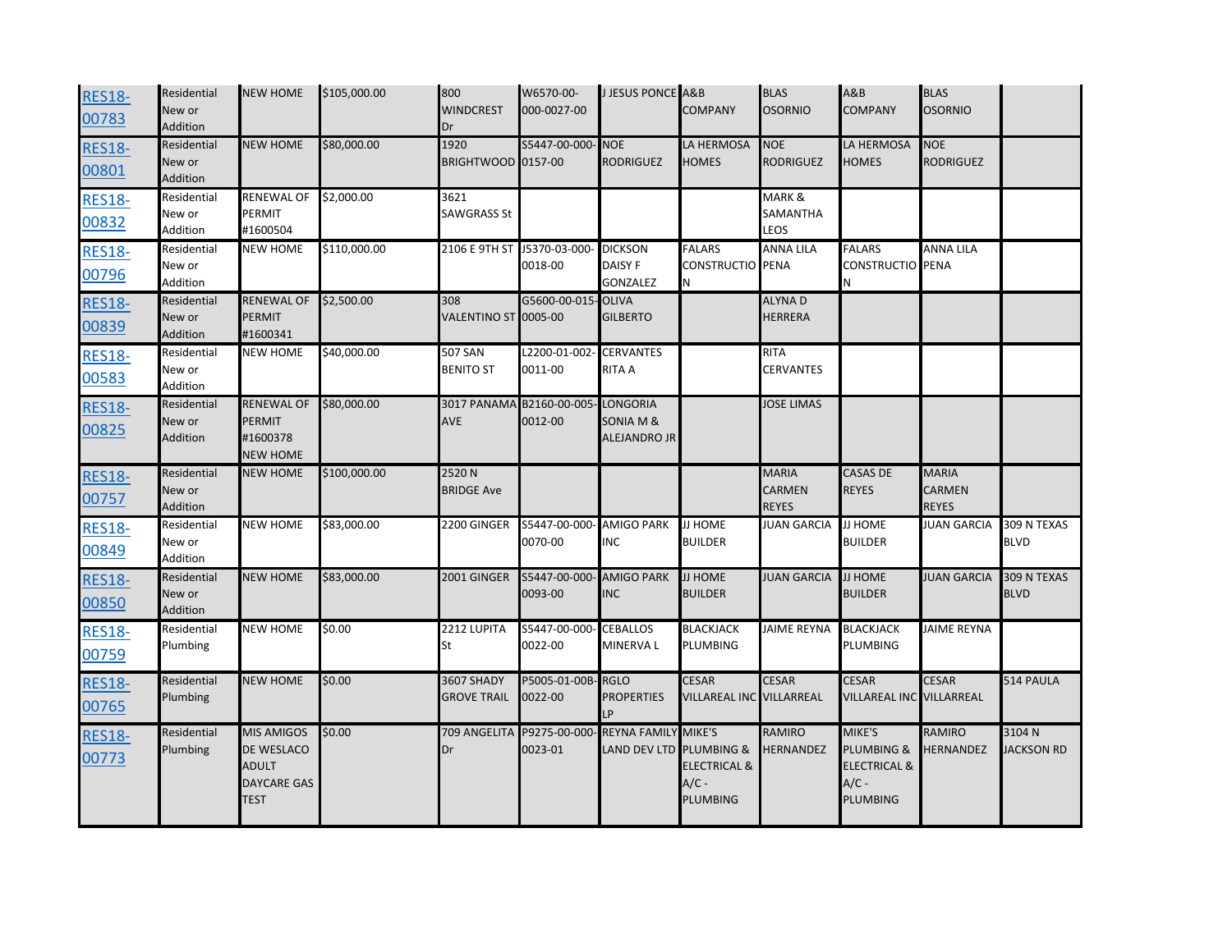| | | | | | | | | | | | |
|---|---|---|---|---|---|---|---|---|---|---|---|
| RES18-00783 | Residential New or Addition | NEW HOME | $105,000.00 | 800 WINDCREST Dr | W6570-00-000-0027-00 | J JESUS PONCE | A&B COMPANY | BLAS OSORNIO | A&B COMPANY | BLAS OSORNIO | |
| RES18-00801 | Residential New or Addition | NEW HOME | $80,000.00 | 1920 BRIGHTWOOD | S5447-00-000-0157-00 | NOE RODRIGUEZ | LA HERMOSA HOMES | NOE RODRIGUEZ | LA HERMOSA HOMES | NOE RODRIGUEZ | |
| RES18-00832 | Residential New or Addition | RENEWAL OF PERMIT #1600504 | $2,000.00 | 3621 SAWGRASS St | | | | MARK & SAMANTHA LEOS | | | |
| RES18-00796 | Residential New or Addition | NEW HOME | $110,000.00 | 2106 E 9TH ST | J5370-03-000-0018-00 | DICKSON DAISY F GONZALEZ | FALARS CONSTRUCTION | ANNA LILA PENA | FALARS CONSTRUCTION | ANNA LILA PENA | |
| RES18-00839 | Residential New or Addition | RENEWAL OF PERMIT #1600341 | $2,500.00 | 308 VALENTINO ST | G5600-00-015-0005-00 | OLIVA GILBERTO | | ALYNA D HERRERA | | | |
| RES18-00583 | Residential New or Addition | NEW HOME | $40,000.00 | 507 SAN BENITO ST | L2200-01-002-0011-00 | CERVANTES RITA A | | RITA CERVANTES | | | |
| RES18-00825 | Residential New or Addition | RENEWAL OF PERMIT #1600378 NEW HOME | $80,000.00 | 3017 PANAMA AVE | B2160-00-005-0012-00 | LONGORIA SONIA M & ALEJANDRO JR | | JOSE LIMAS | | | |
| RES18-00757 | Residential New or Addition | NEW HOME | $100,000.00 | 2520 N BRIDGE Ave | | | | MARIA CARMEN REYES | CASAS DE REYES | MARIA CARMEN REYES | |
| RES18-00849 | Residential New or Addition | NEW HOME | $83,000.00 | 2200 GINGER | S5447-00-000-0070-00 | AMIGO PARK INC | JJ HOME BUILDER | JUAN GARCIA | JJ HOME BUILDER | JUAN GARCIA | 309 N TEXAS BLVD |
| RES18-00850 | Residential New or Addition | NEW HOME | $83,000.00 | 2001 GINGER | S5447-00-000-0093-00 | AMIGO PARK INC | JJ HOME BUILDER | JUAN GARCIA | JJ HOME BUILDER | JUAN GARCIA | 309 N TEXAS BLVD |
| RES18-00759 | Residential Plumbing | NEW HOME | $0.00 | 2212 LUPITA St | S5447-00-000-0022-00 | CEBALLOS MINERVA L | BLACKJACK PLUMBING | JAIME REYNA | BLACKJACK PLUMBING | JAIME REYNA | |
| RES18-00765 | Residential Plumbing | NEW HOME | $0.00 | 3607 SHADY GROVE TRAIL | P5005-01-00B-0022-00 | RGLO PROPERTIES LP | CESAR VILLAREAL INC | CESAR VILLARREAL | CESAR VILLAREAL INC | CESAR VILLARREAL | 514 PAULA |
| RES18-00773 | Residential Plumbing | MIS AMIGOS DE WESLACO ADULT DAYCARE GAS TEST | $0.00 | 709 ANGELITA Dr | P9275-00-000-0023-01 | REYNA FAMILY LAND DEV LTD | MIKE'S PLUMBING & ELECTRICAL & A/C - PLUMBING | RAMIRO HERNANDEZ | MIKE'S PLUMBING & ELECTRICAL & A/C - PLUMBING | RAMIRO HERNANDEZ | 3104 N JACKSON RD |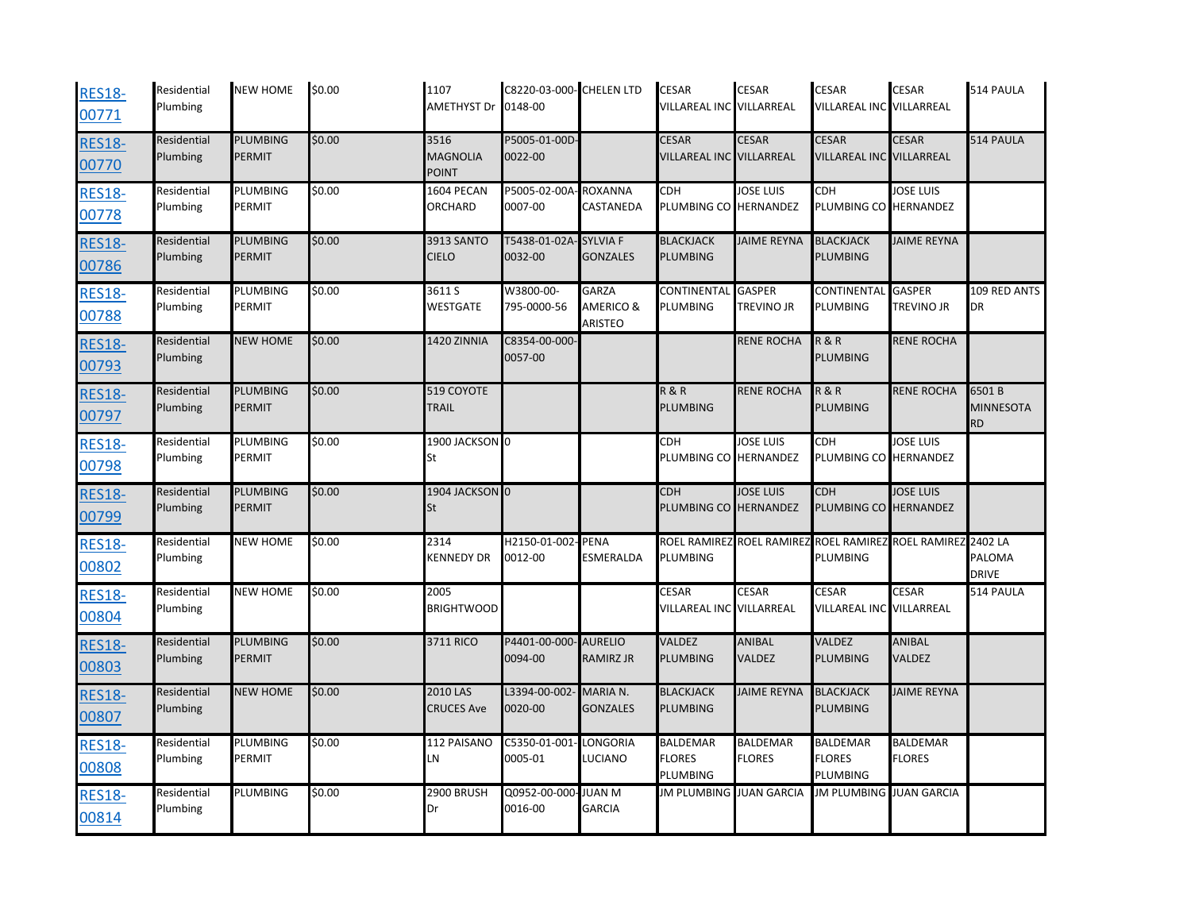| | | | | | | | | | | | |
|---|---|---|---|---|---|---|---|---|---|---|---|
| RES18-00771 | Residential Plumbing | NEW HOME | $0.00 | 1107 AMETHYST Dr | C8220-03-000-0148-00 | CHELEN LTD | CESAR VILLAREAL INC | CESAR VILLARREAL | CESAR VILLAREAL INC | CESAR VILLARREAL | 514 PAULA |
| RES18-00770 | Residential Plumbing | PLUMBING PERMIT | $0.00 | 3516 MAGNOLIA POINT | P5005-01-00D-0022-00 | | CESAR VILLAREAL INC | CESAR VILLARREAL | CESAR VILLAREAL INC | CESAR VILLARREAL | 514 PAULA |
| RES18-00778 | Residential Plumbing | PLUMBING PERMIT | $0.00 | 1604 PECAN ORCHARD | P5005-02-00A-0007-00 | ROXANNA CASTANEDA | CDH PLUMBING CO | JOSE LUIS HERNANDEZ | CDH PLUMBING CO | JOSE LUIS HERNANDEZ | |
| RES18-00786 | Residential Plumbing | PLUMBING PERMIT | $0.00 | 3913 SANTO CIELO | T5438-01-02A-0032-00 | SYLVIA F GONZALES | BLACKJACK PLUMBING | JAIME REYNA | BLACKJACK PLUMBING | JAIME REYNA | |
| RES18-00788 | Residential Plumbing | PLUMBING PERMIT | $0.00 | 3611 S WESTGATE | W3800-00-795-0000-56 | GARZA AMERICO & ARISTEO | CONTINENTAL PLUMBING | GASPER TREVINO JR | CONTINENTAL PLUMBING | GASPER TREVINO JR | 109 RED ANTS DR |
| RES18-00793 | Residential Plumbing | NEW HOME | $0.00 | 1420 ZINNIA | C8354-00-000-0057-00 | | | RENE ROCHA | R & R PLUMBING | RENE ROCHA | |
| RES18-00797 | Residential Plumbing | PLUMBING PERMIT | $0.00 | 519 COYOTE TRAIL | | | R & R PLUMBING | RENE ROCHA | R & R PLUMBING | RENE ROCHA | 6501 B MINNESOTA RD |
| RES18-00798 | Residential Plumbing | PLUMBING PERMIT | $0.00 | 1900 JACKSON St | 0 | | CDH PLUMBING CO | JOSE LUIS HERNANDEZ | CDH PLUMBING CO | JOSE LUIS HERNANDEZ | |
| RES18-00799 | Residential Plumbing | PLUMBING PERMIT | $0.00 | 1904 JACKSON St | 0 | | CDH PLUMBING CO | JOSE LUIS HERNANDEZ | CDH PLUMBING CO | JOSE LUIS HERNANDEZ | |
| RES18-00802 | Residential Plumbing | NEW HOME | $0.00 | 2314 KENNEDY DR | H2150-01-002-0012-00 | PENA ESMERALDA | ROEL RAMIREZ PLUMBING | ROEL RAMIREZ | ROEL RAMIREZ PLUMBING | ROEL RAMIREZ | 2402 LA PALOMA DRIVE |
| RES18-00804 | Residential Plumbing | NEW HOME | $0.00 | 2005 BRIGHTWOOD | | | CESAR VILLAREAL INC | CESAR VILLARREAL | CESAR VILLAREAL INC | CESAR VILLARREAL | 514 PAULA |
| RES18-00803 | Residential Plumbing | PLUMBING PERMIT | $0.00 | 3711 RICO | P4401-00-000-0094-00 | AURELIO RAMIRZ JR | VALDEZ PLUMBING | ANIBAL VALDEZ | VALDEZ PLUMBING | ANIBAL VALDEZ | |
| RES18-00807 | Residential Plumbing | NEW HOME | $0.00 | 2010 LAS CRUCES Ave | L3394-00-002-0020-00 | MARIA N. GONZALES | BLACKJACK PLUMBING | JAIME REYNA | BLACKJACK PLUMBING | JAIME REYNA | |
| RES18-00808 | Residential Plumbing | PLUMBING PERMIT | $0.00 | 112 PAISANO LN | C5350-01-001-0005-01 | LONGORIA LUCIANO | BALDEMAR FLORES PLUMBING | BALDEMAR FLORES | BALDEMAR FLORES PLUMBING | BALDEMAR FLORES | |
| RES18-00814 | Residential Plumbing | PLUMBING | $0.00 | 2900 BRUSH Dr | Q0952-00-000-0016-00 | JUAN M GARCIA | JM PLUMBING | JUAN GARCIA | JM PLUMBING | JUAN GARCIA | |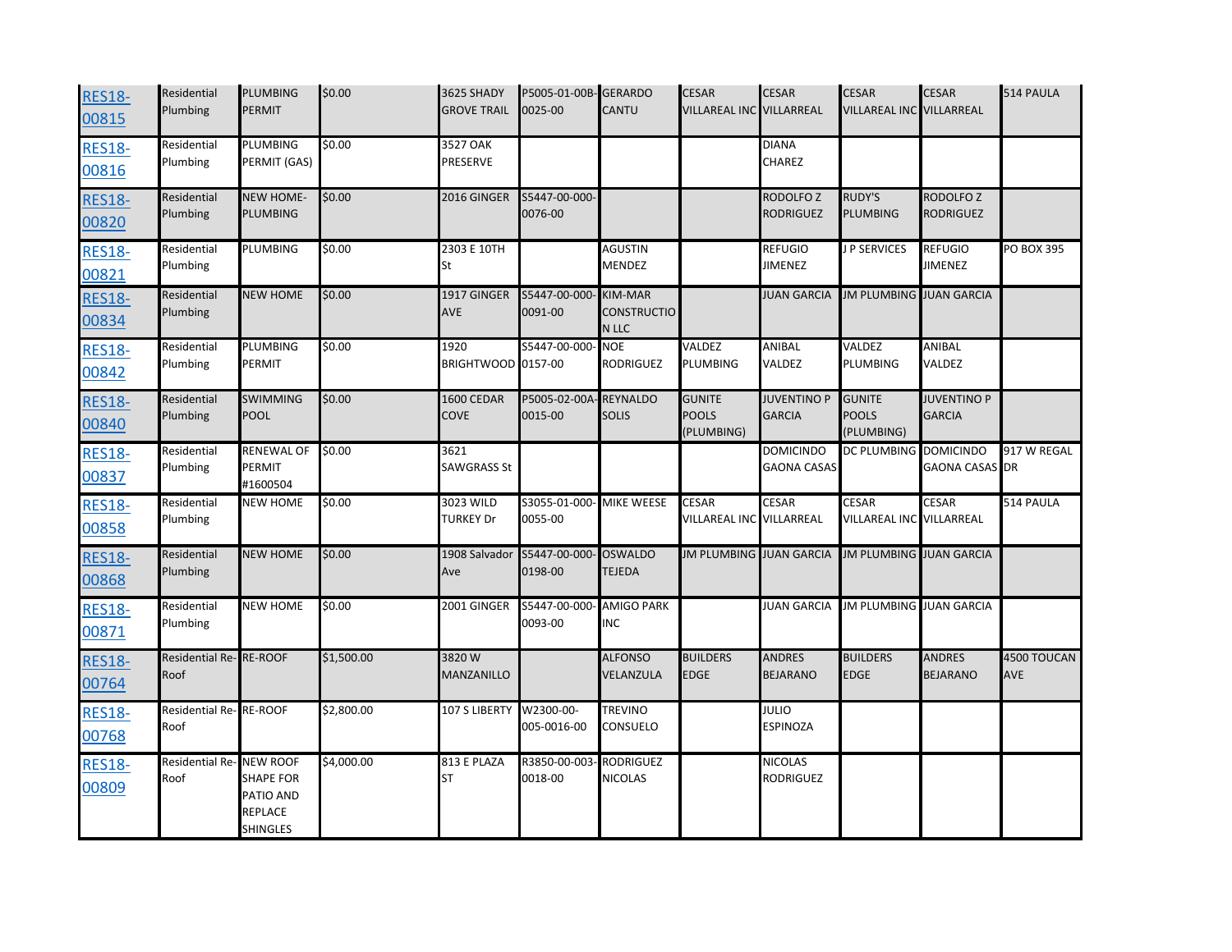| | | | | | | | | | | | |
|---|---|---|---|---|---|---|---|---|---|---|---|
| RES18-00815 | Residential Plumbing | PLUMBING PERMIT | $0.00 | 3625 SHADY GROVE TRAIL | P5005-01-00B-0025-00 | GERARDO CANTU | CESAR VILLAREAL INC | CESAR VILLARREAL | CESAR VILLAREAL INC | CESAR VILLARREAL | 514 PAULA |
| RES18-00816 | Residential Plumbing | PLUMBING PERMIT (GAS) | $0.00 | 3527 OAK PRESERVE | | | | DIANA CHAREZ | | | |
| RES18-00820 | Residential Plumbing | NEW HOME-PLUMBING | $0.00 | 2016 GINGER | S5447-00-000-0076-00 | | | RODOLFO Z RODRIGUEZ | RUDY'S PLUMBING | RODOLFO Z RODRIGUEZ | |
| RES18-00821 | Residential Plumbing | PLUMBING | $0.00 | 2303 E 10TH St | | AGUSTIN MENDEZ | | REFUGIO JIMENEZ | J P SERVICES | REFUGIO JIMENEZ | PO BOX 395 |
| RES18-00834 | Residential Plumbing | NEW HOME | $0.00 | 1917 GINGER AVE | S5447-00-000-0091-00 | KIM-MAR CONSTRUCTION LLC | | JUAN GARCIA | JM PLUMBING | JUAN GARCIA | |
| RES18-00842 | Residential Plumbing | PLUMBING PERMIT | $0.00 | 1920 BRIGHTWOOD | S5447-00-000-0157-00 | NOE RODRIGUEZ | VALDEZ PLUMBING | ANIBAL VALDEZ | VALDEZ PLUMBING | ANIBAL VALDEZ | |
| RES18-00840 | Residential Plumbing | SWIMMING POOL | $0.00 | 1600 CEDAR COVE | P5005-02-00A-0015-00 | REYNALDO SOLIS | GUNITE POOLS (PLUMBING) | JUVENTINO P GARCIA | GUNITE POOLS (PLUMBING) | JUVENTINO P GARCIA | |
| RES18-00837 | Residential Plumbing | RENEWAL OF PERMIT #1600504 | $0.00 | 3621 SAWGRASS St | | | | DOMICINDO GAONA CASAS | DC PLUMBING | DOMICINDO GAONA CASAS | 917 W REGAL DR |
| RES18-00858 | Residential Plumbing | NEW HOME | $0.00 | 3023 WILD TURKEY Dr | S3055-01-000-0055-00 | MIKE WEESE | CESAR VILLAREAL INC | CESAR VILLARREAL | CESAR VILLAREAL INC | CESAR VILLARREAL | 514 PAULA |
| RES18-00868 | Residential Plumbing | NEW HOME | $0.00 | 1908 Salvador Ave | S5447-00-000-0198-00 | OSWALDO TEJEDA | JM PLUMBING | JUAN GARCIA | JM PLUMBING | JUAN GARCIA | |
| RES18-00871 | Residential Plumbing | NEW HOME | $0.00 | 2001 GINGER | S5447-00-000-0093-00 | AMIGO PARK INC | | JUAN GARCIA | JM PLUMBING | JUAN GARCIA | |
| RES18-00764 | Residential Re-Roof | RE-ROOF | $1,500.00 | 3820 W MANZANILLO | | ALFONSO VELANZULA | BUILDERS EDGE | ANDRES BEJARANO | BUILDERS EDGE | ANDRES BEJARANO | 4500 TOUCAN AVE |
| RES18-00768 | Residential Re-Roof | RE-ROOF | $2,800.00 | 107 S LIBERTY | W2300-00-005-0016-00 | TREVINO CONSUELO | | JULIO ESPINOZA | | | |
| RES18-00809 | Residential Re-Roof | NEW ROOF SHAPE FOR PATIO AND REPLACE SHINGLES | $4,000.00 | 813 E PLAZA ST | R3850-00-003-0018-00 | RODRIGUEZ NICOLAS | | NICOLAS RODRIGUEZ | | | |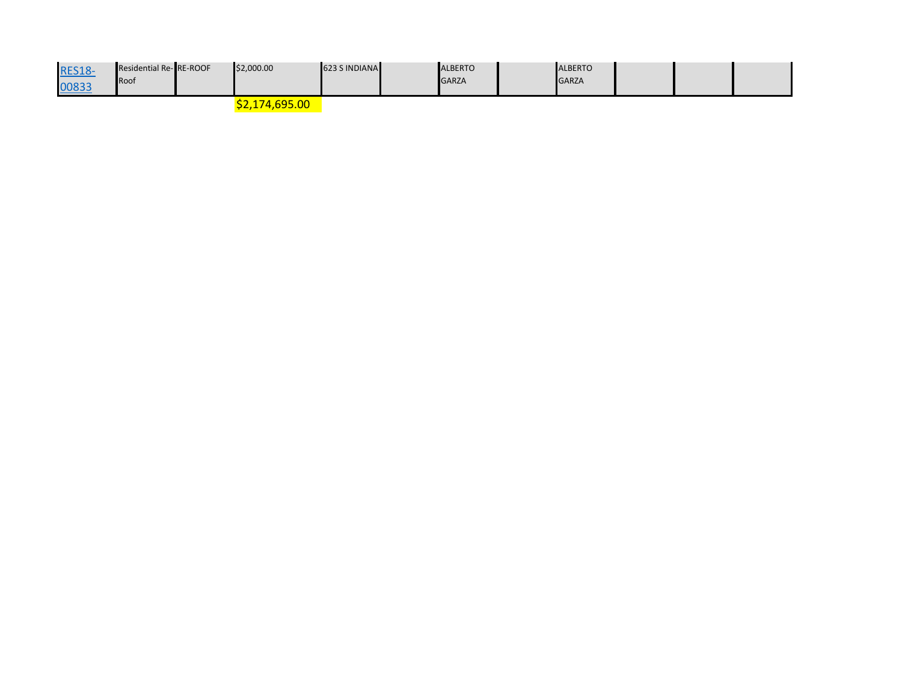| | | | | | | | | | | | |
|---|---|---|---|---|---|---|---|---|---|---|---|
| RES18-00833 | Residential Re-Roof | RE-ROOF | $2,000.00 | 623 S INDIANA | | ALBERTO GARZA | | ALBERTO GARZA | | | |
| | | | $2,174,695.00 | | | | | | | | |